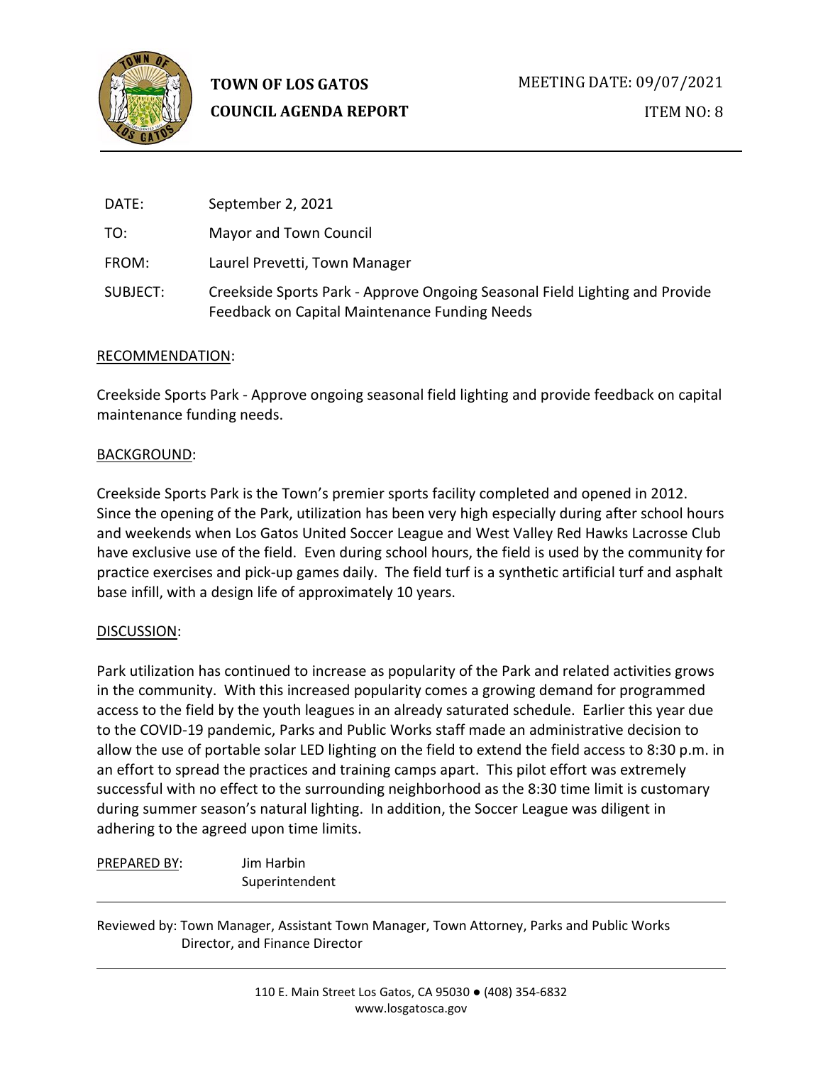**TOWN OF LOS GATOS**
**COUNCIL AGENDA REPORT**

MEETING DATE: 09/07/2021

ITEM NO: 8

| | |
|---|---|
| DATE: | September 2, 2021 |
| TO: | Mayor and Town Council |
| FROM: | Laurel Prevetti, Town Manager |
| SUBJECT: | Creekside Sports Park - Approve Ongoing Seasonal Field Lighting and Provide Feedback on Capital Maintenance Funding Needs |

RECOMMENDATION:

Creekside Sports Park - Approve ongoing seasonal field lighting and provide feedback on capital maintenance funding needs.

BACKGROUND:

Creekside Sports Park is the Town's premier sports facility completed and opened in 2012. Since the opening of the Park, utilization has been very high especially during after school hours and weekends when Los Gatos United Soccer League and West Valley Red Hawks Lacrosse Club have exclusive use of the field. Even during school hours, the field is used by the community for practice exercises and pick-up games daily. The field turf is a synthetic artificial turf and asphalt base infill, with a design life of approximately 10 years.

DISCUSSION:

Park utilization has continued to increase as popularity of the Park and related activities grows in the community. With this increased popularity comes a growing demand for programmed access to the field by the youth leagues in an already saturated schedule. Earlier this year due to the COVID-19 pandemic, Parks and Public Works staff made an administrative decision to allow the use of portable solar LED lighting on the field to extend the field access to 8:30 p.m. in an effort to spread the practices and training camps apart. This pilot effort was extremely successful with no effect to the surrounding neighborhood as the 8:30 time limit is customary during summer season's natural lighting. In addition, the Soccer League was diligent in adhering to the agreed upon time limits.

PREPARED BY: Jim Harbin
Superintendent

Reviewed by: Town Manager, Assistant Town Manager, Town Attorney, Parks and Public Works Director, and Finance Director

110 E. Main Street Los Gatos, CA 95030 ● (408) 354-6832
www.losgatosca.gov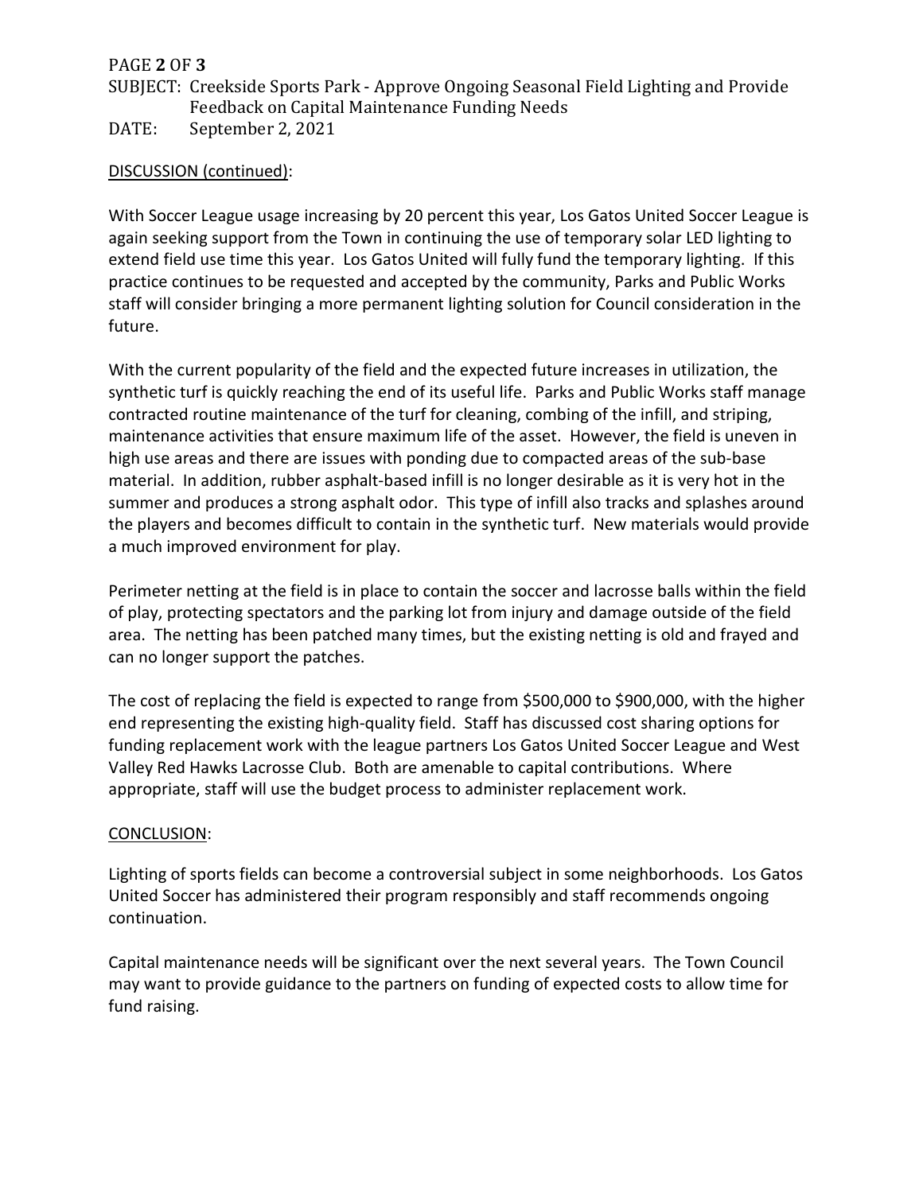DISCUSSION (continued):

With Soccer League usage increasing by 20 percent this year, Los Gatos United Soccer League is again seeking support from the Town in continuing the use of temporary solar LED lighting to extend field use time this year. Los Gatos United will fully fund the temporary lighting. If this practice continues to be requested and accepted by the community, Parks and Public Works staff will consider bringing a more permanent lighting solution for Council consideration in the future.

With the current popularity of the field and the expected future increases in utilization, the synthetic turf is quickly reaching the end of its useful life. Parks and Public Works staff manage contracted routine maintenance of the turf for cleaning, combing of the infill, and striping, maintenance activities that ensure maximum life of the asset. However, the field is uneven in high use areas and there are issues with ponding due to compacted areas of the sub-base material. In addition, rubber asphalt-based infill is no longer desirable as it is very hot in the summer and produces a strong asphalt odor. This type of infill also tracks and splashes around the players and becomes difficult to contain in the synthetic turf. New materials would provide a much improved environment for play.

Perimeter netting at the field is in place to contain the soccer and lacrosse balls within the field of play, protecting spectators and the parking lot from injury and damage outside of the field area. The netting has been patched many times, but the existing netting is old and frayed and can no longer support the patches.

The cost of replacing the field is expected to range from $500,000 to $900,000, with the higher end representing the existing high-quality field. Staff has discussed cost sharing options for funding replacement work with the league partners Los Gatos United Soccer League and West Valley Red Hawks Lacrosse Club. Both are amenable to capital contributions. Where appropriate, staff will use the budget process to administer replacement work.

CONCLUSION:

Lighting of sports fields can become a controversial subject in some neighborhoods. Los Gatos United Soccer has administered their program responsibly and staff recommends ongoing continuation.

Capital maintenance needs will be significant over the next several years. The Town Council may want to provide guidance to the partners on funding of expected costs to allow time for fund raising.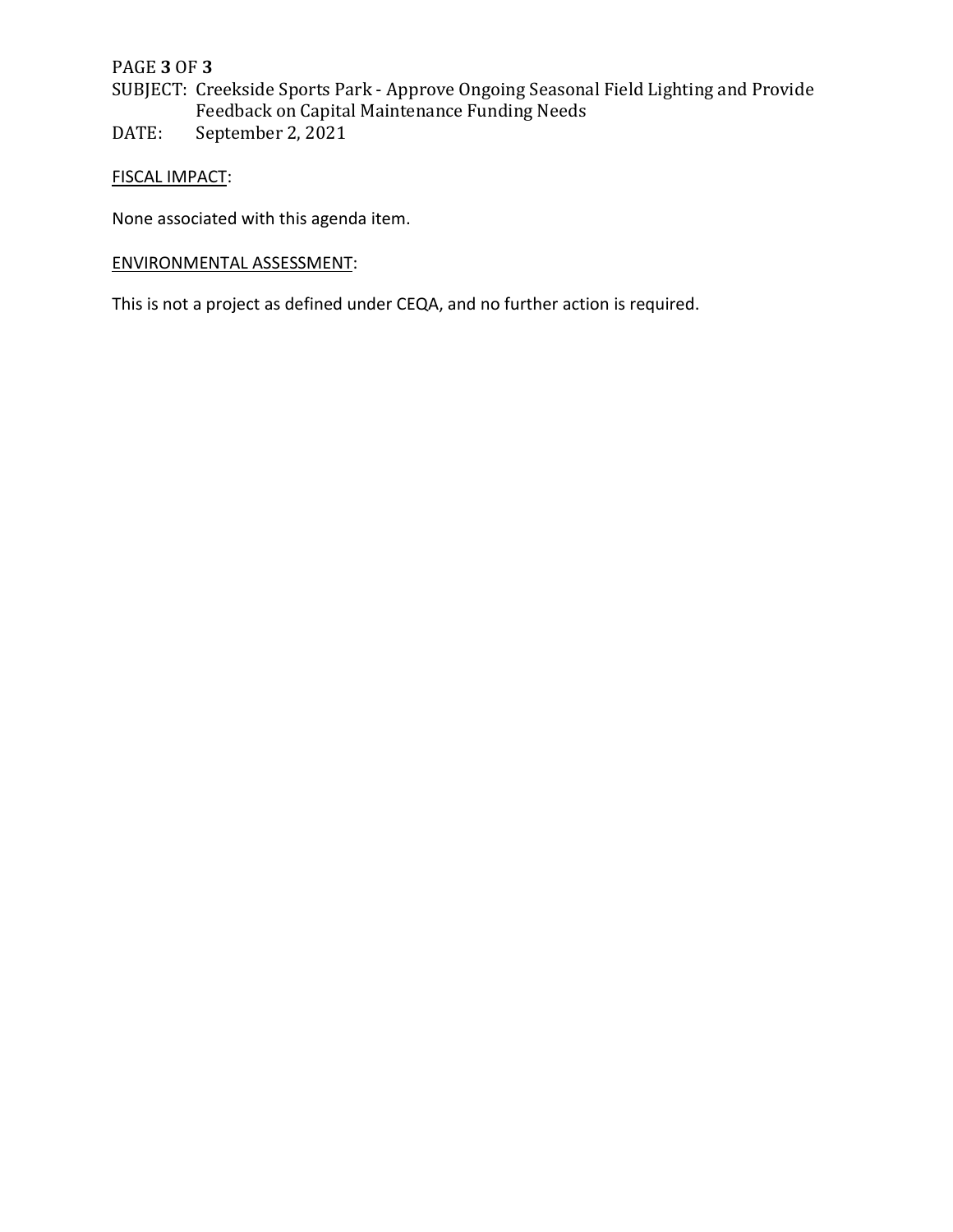FISCAL IMPACT:

None associated with this agenda item.

ENVIRONMENTAL ASSESSMENT:

This is not a project as defined under CEQA, and no further action is required.